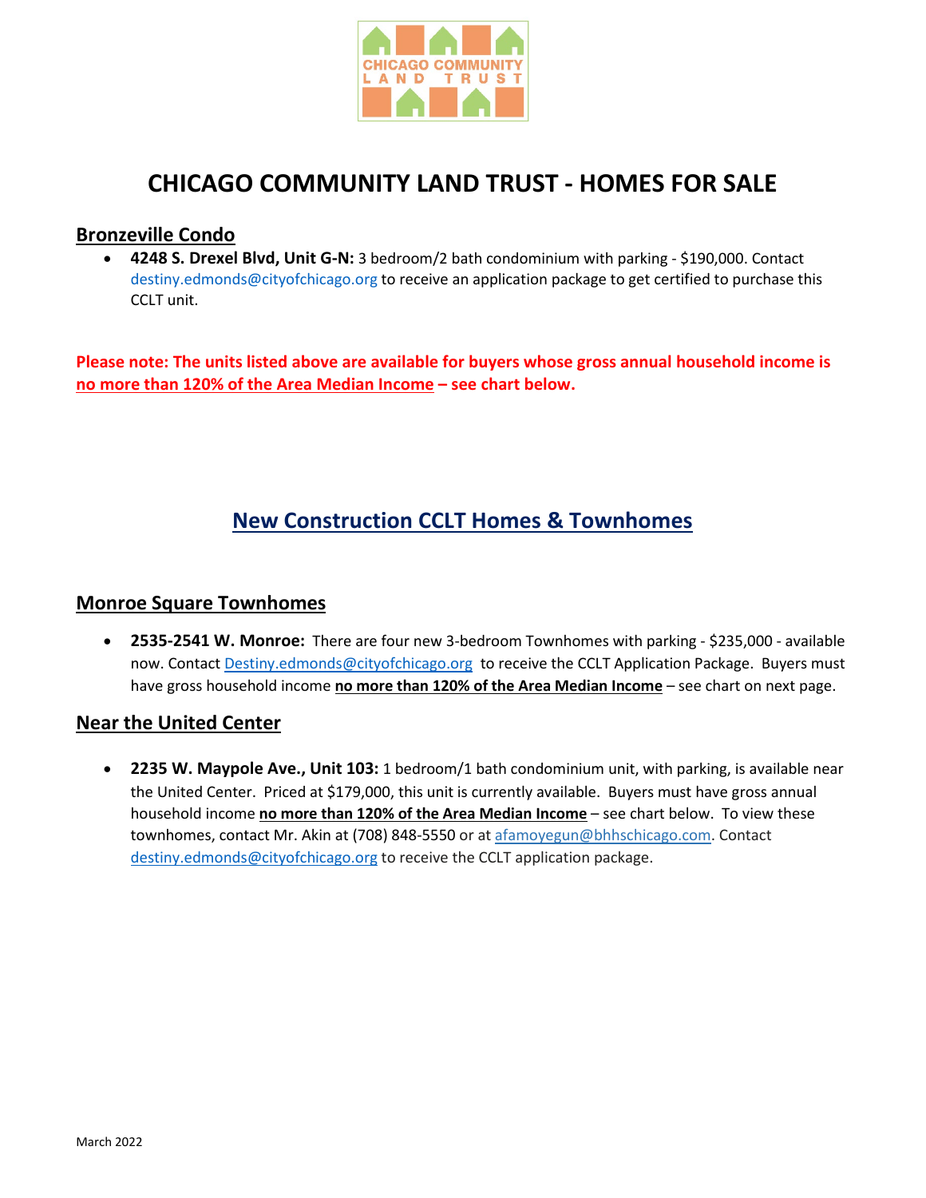CHICAGO COMMUNITY LAND TRUST

# CHICAGO COMMUNITY LAND TRUST - HOMES FOR SALE

## Bronzeville Condo

- **4248 S. Drexel Blvd, Unit G-N:** 3 bedroom/2 bath condominium with parking - $190,000. Contact destiny.edmonds@cityofchicago.org to receive an application package to get certified to purchase this CCLT unit.

**Please note: The units listed above are available for buyers whose gross annual household income is no more than 120% of the Area Median Income – see chart below.**

# New Construction CCLT Homes & Townhomes

## Monroe Square Townhomes

- **2535-2541 W. Monroe:** There are four new 3-bedroom Townhomes with parking - $235,000 - available now. Contact Destiny.edmonds@cityofchicago.org to receive the CCLT Application Package. Buyers must have gross household income **no more than 120% of the Area Median Income** – see chart on next page.

## Near the United Center

- **2235 W. Maypole Ave., Unit 103:** 1 bedroom/1 bath condominium unit, with parking, is available near the United Center. Priced at $179,000, this unit is currently available. Buyers must have gross annual household income **no more than 120% of the Area Median Income** – see chart below. To view these townhomes, contact Mr. Akin at (708) 848-5550 or at afamoyegun@bhhschicago.com. Contact destiny.edmonds@cityofchicago.org to receive the CCLT application package.

March 2022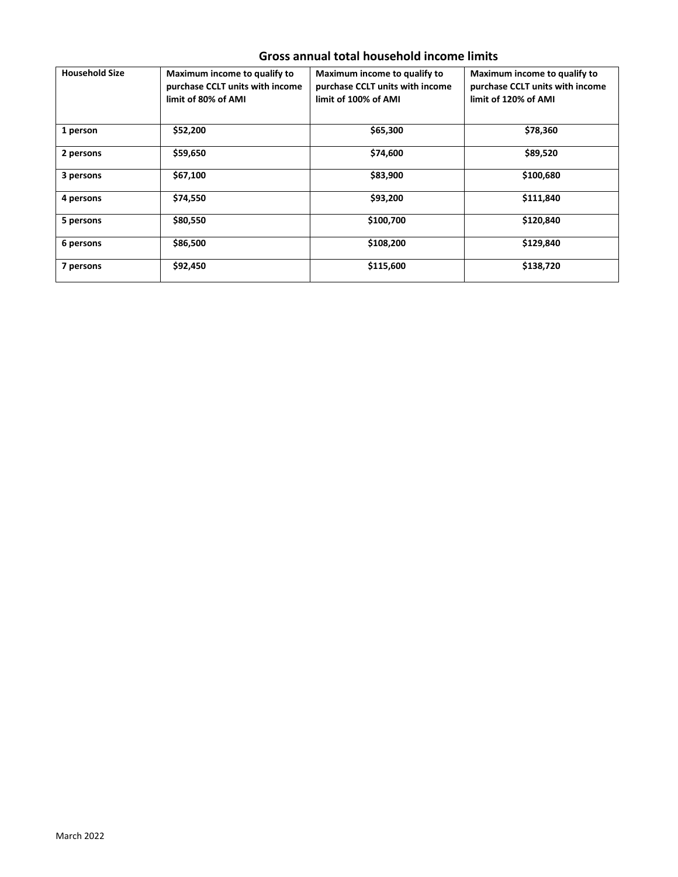## Gross annual total household income limits

| Household Size | Maximum income to qualify to purchase CCLT units with income limit of 80% of AMI | Maximum income to qualify to purchase CCLT units with income limit of 100% of AMI | Maximum income to qualify to purchase CCLT units with income limit of 120% of AMI |
|---|---|---|---|
| 1 person | $52,200 | $65,300 | $78,360 |
| 2 persons | $59,650 | $74,600 | $89,520 |
| 3 persons | $67,100 | $83,900 | $100,680 |
| 4 persons | $74,550 | $93,200 | $111,840 |
| 5 persons | $80,550 | $100,700 | $120,840 |
| 6 persons | $86,500 | $108,200 | $129,840 |
| 7 persons | $92,450 | $115,600 | $138,720 |

March 2022